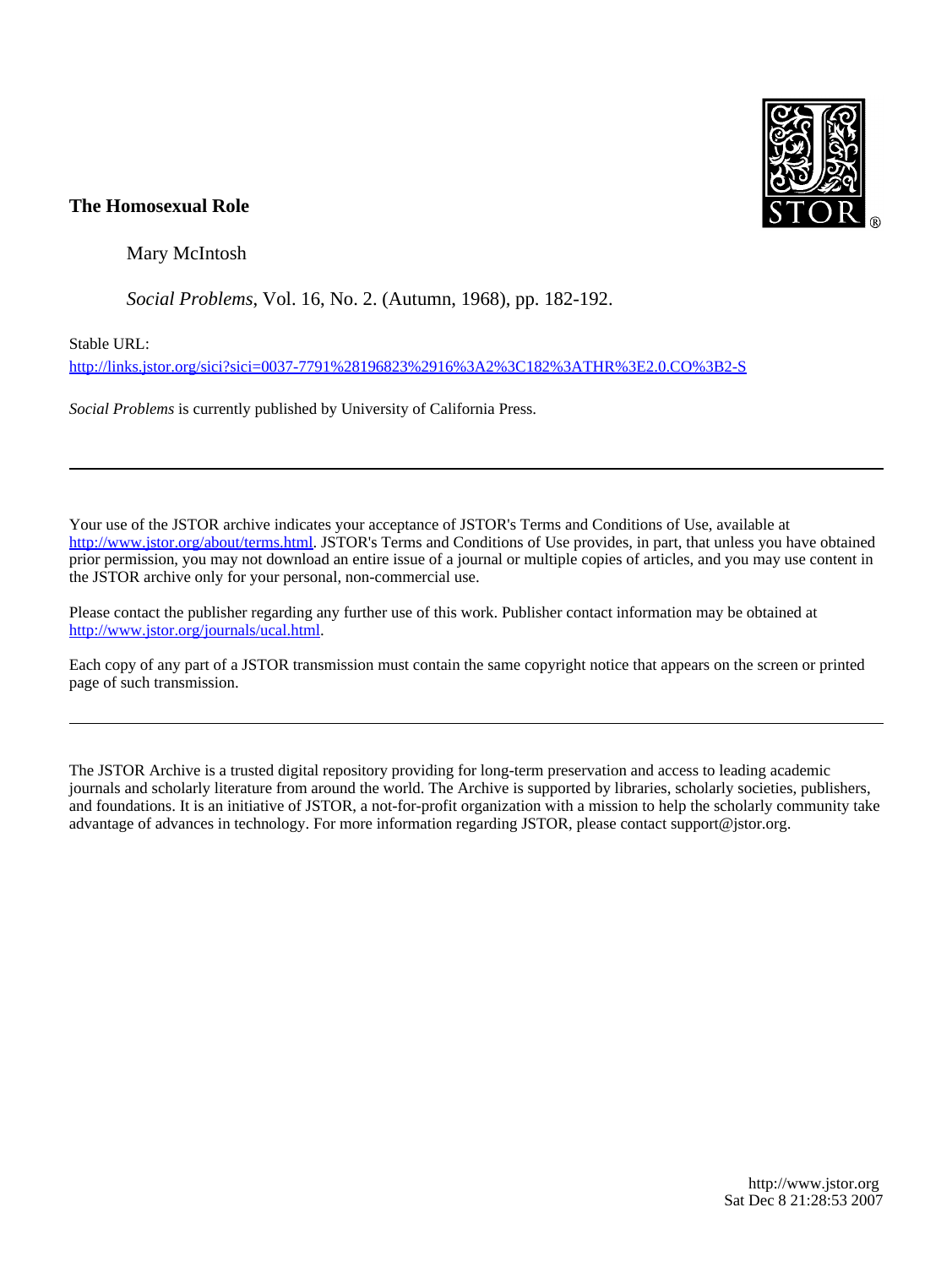**The Homosexual Role**

Mary McIntosh

*Social Problems*, Vol. 16, No. 2. (Autumn, 1968), pp. 182-192.

Stable URL:

http://links.jstor.org/sici?sici=0037-7791%28196823%2916%3A2%3C182%3ATHR%3E2.0.CO%3B2-S

*Social Problems* is currently published by University of California Press.

---

Your use of the JSTOR archive indicates your acceptance of JSTOR's Terms and Conditions of Use, available at http://www.jstor.org/about/terms.html. JSTOR's Terms and Conditions of Use provides, in part, that unless you have obtained prior permission, you may not download an entire issue of a journal or multiple copies of articles, and you may use content in the JSTOR archive only for your personal, non-commercial use.

Please contact the publisher regarding any further use of this work. Publisher contact information may be obtained at http://www.jstor.org/journals/ucal.html.

Each copy of any part of a JSTOR transmission must contain the same copyright notice that appears on the screen or printed page of such transmission.

---

The JSTOR Archive is a trusted digital repository providing for long-term preservation and access to leading academic journals and scholarly literature from around the world. The Archive is supported by libraries, scholarly societies, publishers, and foundations. It is an initiative of JSTOR, a not-for-profit organization with a mission to help the scholarly community take advantage of advances in technology. For more information regarding JSTOR, please contact support@jstor.org.

http://www.jstor.org
Sat Dec 8 21:28:53 2007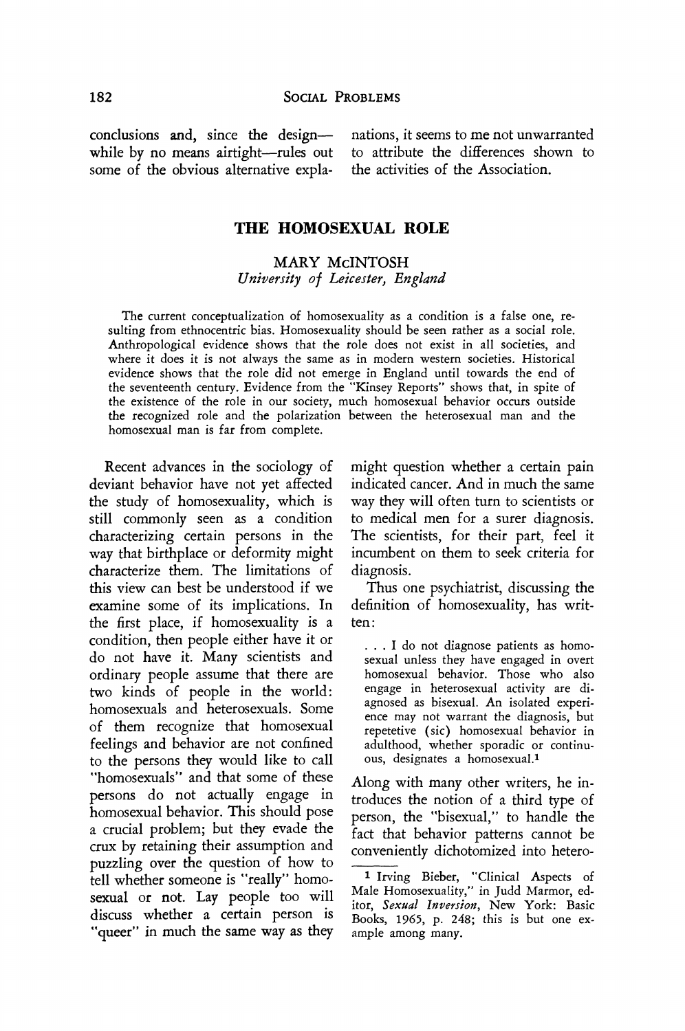conclusions and, since the design—while by no means airtight—rules out some of the obvious alternative explanations, it seems to me not unwarranted to attribute the differences shown to the activities of the Association.

# THE HOMOSEXUAL ROLE

MARY McINTOSH
*University of Leicester, England*

The current conceptualization of homosexuality as a condition is a false one, resulting from ethnocentric bias. Homosexuality should be seen rather as a social role. Anthropological evidence shows that the role does not exist in all societies, and where it does it is not always the same as in modern western societies. Historical evidence shows that the role did not emerge in England until towards the end of the seventeenth century. Evidence from the "Kinsey Reports" shows that, in spite of the existence of the role in our society, much homosexual behavior occurs outside the recognized role and the polarization between the heterosexual man and the homosexual man is far from complete.

Recent advances in the sociology of deviant behavior have not yet affected the study of homosexuality, which is still commonly seen as a condition characterizing certain persons in the way that birthplace or deformity might characterize them. The limitations of this view can best be understood if we examine some of its implications. In the first place, if homosexuality is a condition, then people either have it or do not have it. Many scientists and ordinary people assume that there are two kinds of people in the world: homosexuals and heterosexuals. Some of them recognize that homosexual feelings and behavior are not confined to the persons they would like to call "homosexuals" and that some of these persons do not actually engage in homosexual behavior. This should pose a crucial problem; but they evade the crux by retaining their assumption and puzzling over the question of how to tell whether someone is "really" homosexual or not. Lay people too will discuss whether a certain person is "queer" in much the same way as they might question whether a certain pain indicated cancer. And in much the same way they will often turn to scientists or to medical men for a surer diagnosis. The scientists, for their part, feel it incumbent on them to seek criteria for diagnosis.

Thus one psychiatrist, discussing the definition of homosexuality, has written:

> . . . I do not diagnose patients as homosexual unless they have engaged in overt homosexual behavior. Those who also engage in heterosexual activity are diagnosed as bisexual. An isolated experience may not warrant the diagnosis, but repetetive (sic) homosexual behavior in adulthood, whether sporadic or continuous, designates a homosexual.[1]

Along with many other writers, he introduces the notion of a third type of person, the "bisexual," to handle the fact that behavior patterns cannot be conveniently dichotomized into hetero-

[1] Irving Bieber, "Clinical Aspects of Male Homosexuality," in Judd Marmor, editor, *Sexual Inversion*, New York: Basic Books, 1965, p. 248; this is but one example among many.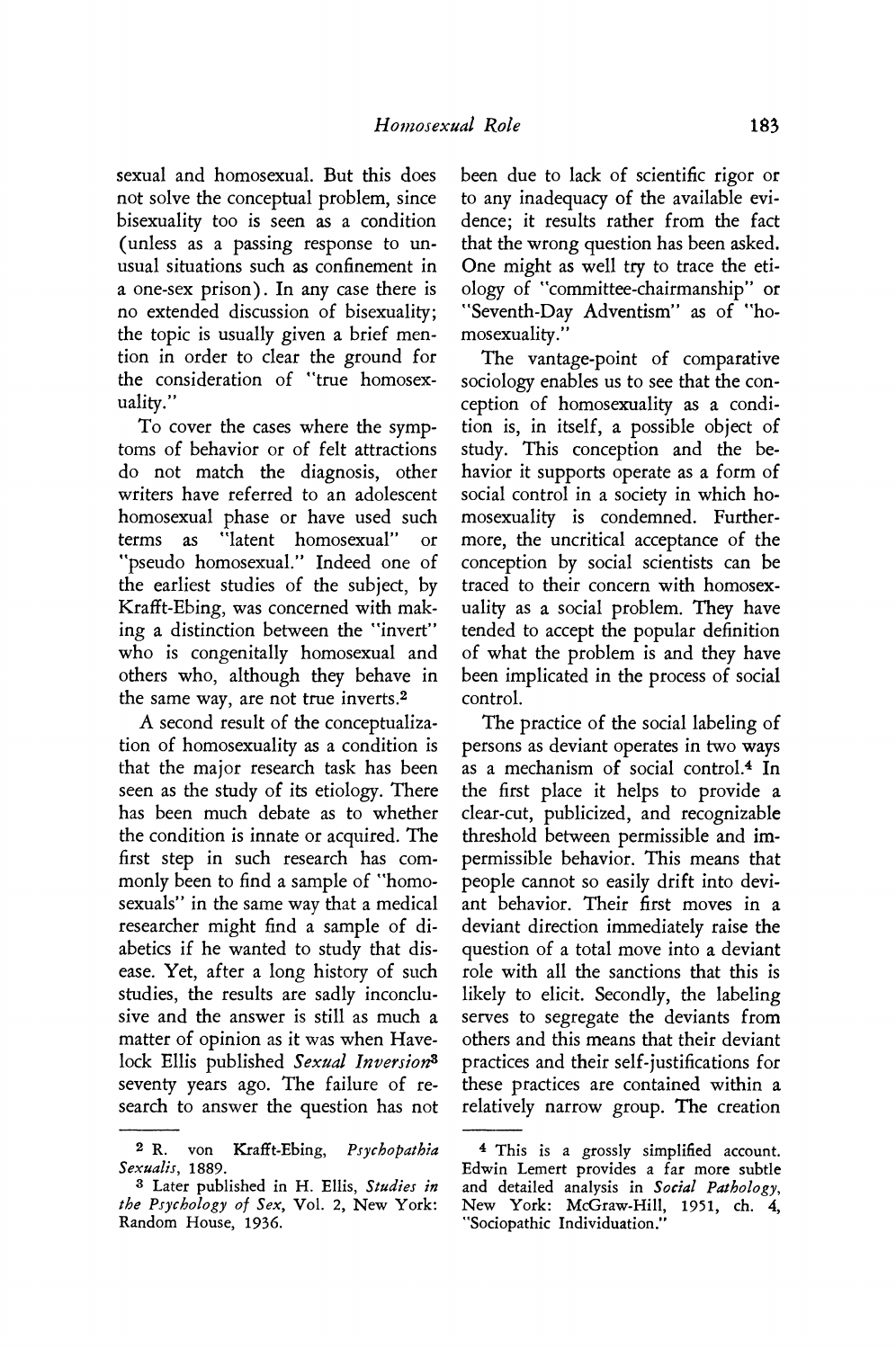sexual and homosexual. But this does not solve the conceptual problem, since bisexuality too is seen as a condition (unless as a passing response to unusual situations such as confinement in a one-sex prison). In any case there is no extended discussion of bisexuality; the topic is usually given a brief mention in order to clear the ground for the consideration of "true homosexuality."

To cover the cases where the symptoms of behavior or of felt attractions do not match the diagnosis, other writers have referred to an adolescent homosexual phase or have used such terms as "latent homosexual" or "pseudo homosexual." Indeed one of the earliest studies of the subject, by Krafft-Ebing, was concerned with making a distinction between the "invert" who is congenitally homosexual and others who, although they behave in the same way, are not true inverts.[2]

A second result of the conceptualization of homosexuality as a condition is that the major research task has been seen as the study of its etiology. There has been much debate as to whether the condition is innate or acquired. The first step in such research has commonly been to find a sample of "homosexuals" in the same way that a medical researcher might find a sample of diabetics if he wanted to study that disease. Yet, after a long history of such studies, the results are sadly inconclusive and the answer is still as much a matter of opinion as it was when Havelock Ellis published *Sexual Inversion*[3] seventy years ago. The failure of research to answer the question has not been due to lack of scientific rigor or to any inadequacy of the available evidence; it results rather from the fact that the wrong question has been asked. One might as well try to trace the etiology of "committee-chairmanship" or "Seventh-Day Adventism" as of "homosexuality."

The vantage-point of comparative sociology enables us to see that the conception of homosexuality as a condition is, in itself, a possible object of study. This conception and the behavior it supports operate as a form of social control in a society in which homosexuality is condemned. Furthermore, the uncritical acceptance of the conception by social scientists can be traced to their concern with homosexuality as a social problem. They have tended to accept the popular definition of what the problem is and they have been implicated in the process of social control.

The practice of the social labeling of persons as deviant operates in two ways as a mechanism of social control.[4] In the first place it helps to provide a clear-cut, publicized, and recognizable threshold between permissible and impermissible behavior. This means that people cannot so easily drift into deviant behavior. Their first moves in a deviant direction immediately raise the question of a total move into a deviant role with all the sanctions that this is likely to elicit. Secondly, the labeling serves to segregate the deviants from others and this means that their deviant practices and their self-justifications for these practices are contained within a relatively narrow group. The creation

---

[2] R. von Krafft-Ebing, *Psychopathia Sexualis*, 1889.

[3] Later published in H. Ellis, *Studies in the Psychology of Sex*, Vol. 2, New York: Random House, 1936.

[4] This is a grossly simplified account. Edwin Lemert provides a far more subtle and detailed analysis in *Social Pathology*, New York: McGraw-Hill, 1951, ch. 4, "Sociopathic Individuation."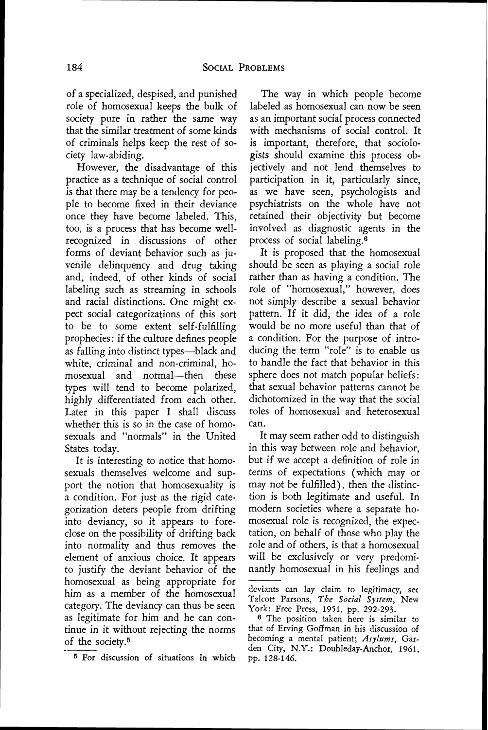of a specialized, despised, and punished role of homosexual keeps the bulk of society pure in rather the same way that the similar treatment of some kinds of criminals helps keep the rest of society law-abiding.

However, the disadvantage of this practice as a technique of social control is that there may be a tendency for people to become fixed in their deviance once they have become labeled. This, too, is a process that has become well-recognized in discussions of other forms of deviant behavior such as juvenile delinquency and drug taking and, indeed, of other kinds of social labeling such as streaming in schools and racial distinctions. One might expect social categorizations of this sort to be to some extent self-fulfilling prophecies: if the culture defines people as falling into distinct types—black and white, criminal and non-criminal, homosexual and normal—then these types will tend to become polarized, highly differentiated from each other. Later in this paper I shall discuss whether this is so in the case of homosexuals and "normals" in the United States today.

It is interesting to notice that homosexuals themselves welcome and support the notion that homosexuality is a condition. For just as the rigid categorization deters people from drifting into deviancy, so it appears to foreclose on the possibility of drifting back into normality and thus removes the element of anxious choice. It appears to justify the deviant behavior of the homosexual as being appropriate for him as a member of the homosexual category. The deviancy can thus be seen as legitimate for him and he can continue in it without rejecting the norms of the society.[5]

The way in which people become labeled as homosexual can now be seen as an important social process connected with mechanisms of social control. It is important, therefore, that sociologists should examine this process objectively and not lend themselves to participation in it, particularly since, as we have seen, psychologists and psychiatrists on the whole have not retained their objectivity but become involved as diagnostic agents in the process of social labeling.[6]

It is proposed that the homosexual should be seen as playing a social role rather than as having a condition. The role of "homosexual," however, does not simply describe a sexual behavior pattern. If it did, the idea of a role would be no more useful than that of a condition. For the purpose of introducing the term "role" is to enable us to handle the fact that behavior in this sphere does not match popular beliefs: that sexual behavior patterns cannot be dichotomized in the way that the social roles of homosexual and heterosexual can.

It may seem rather odd to distinguish in this way between role and behavior, but if we accept a definition of role in terms of expectations (which may or may not be fulfilled), then the distinction is both legitimate and useful. In modern societies where a separate homosexual role is recognized, the expectation, on behalf of those who play the role and of others, is that a homosexual will be exclusively or very predominantly homosexual in his feelings and

---

[5] For discussion of situations in which deviants can lay claim to legitimacy, see Talcott Parsons, *The Social System*, New York: Free Press, 1951, pp. 292-293.

[6] The position taken here is similar to that of Erving Goffman in his discussion of becoming a mental patient; *Asylums*, Garden City, N.Y.: Doubleday-Anchor, 1961, pp. 128-146.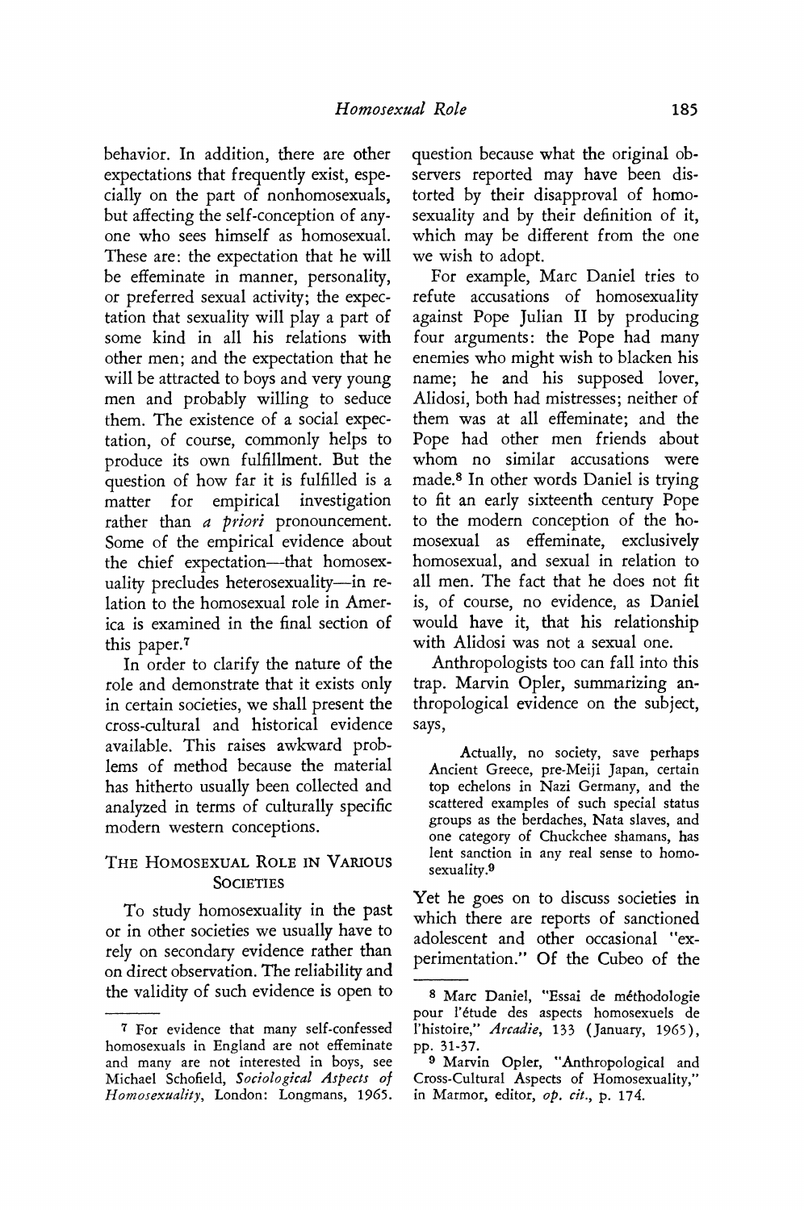behavior. In addition, there are other expectations that frequently exist, especially on the part of nonhomosexuals, but affecting the self-conception of anyone who sees himself as homosexual. These are: the expectation that he will be effeminate in manner, personality, or preferred sexual activity; the expectation that sexuality will play a part of some kind in all his relations with other men; and the expectation that he will be attracted to boys and very young men and probably willing to seduce them. The existence of a social expectation, of course, commonly helps to produce its own fulfillment. But the question of how far it is fulfilled is a matter for empirical investigation rather than *a priori* pronouncement. Some of the empirical evidence about the chief expectation—that homosexuality precludes heterosexuality—in relation to the homosexual role in America is examined in the final section of this paper.[7]

In order to clarify the nature of the role and demonstrate that it exists only in certain societies, we shall present the cross-cultural and historical evidence available. This raises awkward problems of method because the material has hitherto usually been collected and analyzed in terms of culturally specific modern western conceptions.

## The Homosexual Role in Various Societies

To study homosexuality in the past or in other societies we usually have to rely on secondary evidence rather than on direct observation. The reliability and the validity of such evidence is open to question because what the original observers reported may have been distorted by their disapproval of homosexuality and by their definition of it, which may be different from the one we wish to adopt.

For example, Marc Daniel tries to refute accusations of homosexuality against Pope Julian II by producing four arguments: the Pope had many enemies who might wish to blacken his name; he and his supposed lover, Alidosi, both had mistresses; neither of them was at all effeminate; and the Pope had other men friends about whom no similar accusations were made.[8] In other words Daniel is trying to fit an early sixteenth century Pope to the modern conception of the homosexual as effeminate, exclusively homosexual, and sexual in relation to all men. The fact that he does not fit is, of course, no evidence, as Daniel would have it, that his relationship with Alidosi was not a sexual one.

Anthropologists too can fall into this trap. Marvin Opler, summarizing anthropological evidence on the subject, says,

> Actually, no society, save perhaps Ancient Greece, pre-Meiji Japan, certain top echelons in Nazi Germany, and the scattered examples of such special status groups as the berdaches, Nata slaves, and one category of Chuckchee shamans, has lent sanction in any real sense to homosexuality.[9]

Yet he goes on to discuss societies in which there are reports of sanctioned adolescent and other occasional "experimentation." Of the Cubeo of the

---

[7] For evidence that many self-confessed homosexuals in England are not effeminate and many are not interested in boys, see Michael Schofield, *Sociological Aspects of Homosexuality*, London: Longmans, 1965.

[8] Marc Daniel, "Essai de méthodologie pour l'étude des aspects homosexuels de l'histoire," *Arcadie*, 133 (January, 1965), pp. 31-37.

[9] Marvin Opler, "Anthropological and Cross-Cultural Aspects of Homosexuality," in Marmor, editor, *op. cit.*, p. 174.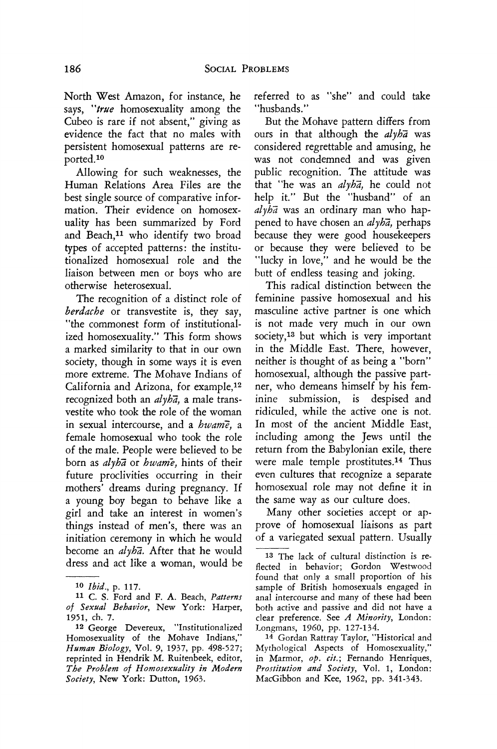North West Amazon, for instance, he says, "*true* homosexuality among the Cubeo is rare if not absent," giving as evidence the fact that no males with persistent homosexual patterns are reported.[10]

Allowing for such weaknesses, the Human Relations Area Files are the best single source of comparative information. Their evidence on homosexuality has been summarized by Ford and Beach,[11] who identify two broad types of accepted patterns: the institutionalized homosexual role and the liaison between men or boys who are otherwise heterosexual.

The recognition of a distinct role of *berdache* or transvestite is, they say, "the commonest form of institutionalized homosexuality." This form shows a marked similarity to that in our own society, though in some ways it is even more extreme. The Mohave Indians of California and Arizona, for example,[12] recognized both an *alyhā*, a male transvestite who took the role of the woman in sexual intercourse, and a *hwamē*, a female homosexual who took the role of the male. People were believed to be born as *alyhā* or *hwamē*, hints of their future proclivities occurring in their mothers' dreams during pregnancy. If a young boy began to behave like a girl and take an interest in women's things instead of men's, there was an initiation ceremony in which he would become an *alyhā*. After that he would dress and act like a woman, would be referred to as "she" and could take "husbands."

But the Mohave pattern differs from ours in that although the *alyhā* was considered regrettable and amusing, he was not condemned and was given public recognition. The attitude was that "he was an *alyhā*, he could not help it." But the "husband" of an *alyhā* was an ordinary man who happened to have chosen an *alyhā*, perhaps because they were good housekeepers or because they were believed to be "lucky in love," and he would be the butt of endless teasing and joking.

This radical distinction between the feminine passive homosexual and his masculine active partner is one which is not made very much in our own society,[13] but which is very important in the Middle East. There, however, neither is thought of as being a "born" homosexual, although the passive partner, who demeans himself by his feminine submission, is despised and ridiculed, while the active one is not. In most of the ancient Middle East, including among the Jews until the return from the Babylonian exile, there were male temple prostitutes.[14] Thus even cultures that recognize a separate homosexual role may not define it in the same way as our culture does.

Many other societies accept or approve of homosexual liaisons as part of a variegated sexual pattern. Usually

---

[10] *Ibid.*, p. 117.

[11] C. S. Ford and F. A. Beach, *Patterns of Sexual Behavior*, New York: Harper, 1951, ch. 7.

[12] George Devereux, "Institutionalized Homosexuality of the Mohave Indians," *Human Biology*, Vol. 9, 1937, pp. 498-527; reprinted in Hendrik M. Ruitenbeek, editor, *The Problem of Homosexuality in Modern Society*, New York: Dutton, 1963.

[13] The lack of cultural distinction is reflected in behavior; Gordon Westwood found that only a small proportion of his sample of British homosexuals engaged in anal intercourse and many of these had been both active and passive and did not have a clear preference. See *A Minority*, London: Longmans, 1960, pp. 127-134.

[14] Gordan Rattray Taylor, "Historical and Mythological Aspects of Homosexuality," in Marmor, *op. cit.*; Fernando Henriques, *Prostitution and Society*, Vol. 1, London: MacGibbon and Kee, 1962, pp. 341-343.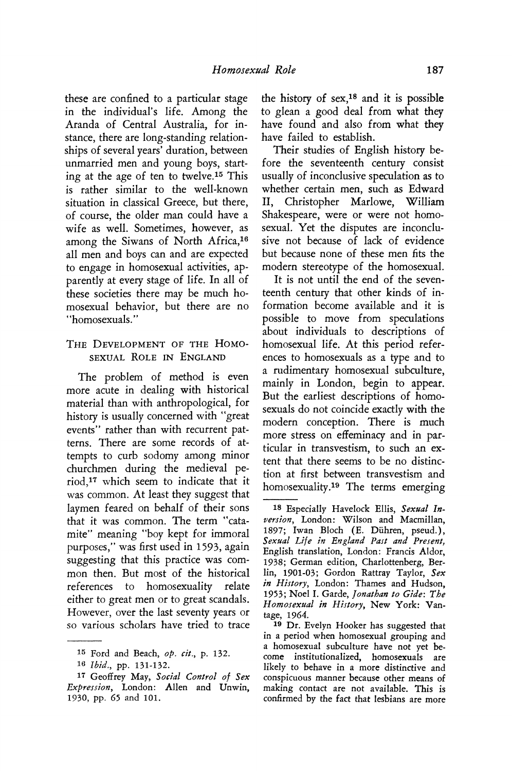these are confined to a particular stage in the individual's life. Among the Aranda of Central Australia, for instance, there are long-standing relationships of several years' duration, between unmarried men and young boys, starting at the age of ten to twelve.[15] This is rather similar to the well-known situation in classical Greece, but there, of course, the older man could have a wife as well. Sometimes, however, as among the Siwans of North Africa,[16] all men and boys can and are expected to engage in homosexual activities, apparently at every stage of life. In all of these societies there may be much homosexual behavior, but there are no "homosexuals."

## The Development of the Homosexual Role in England

The problem of method is even more acute in dealing with historical material than with anthropological, for history is usually concerned with "great events" rather than with recurrent patterns. There are some records of attempts to curb sodomy among minor churchmen during the medieval period,[17] which seem to indicate that it was common. At least they suggest that laymen feared on behalf of their sons that it was common. The term "catamite" meaning "boy kept for immoral purposes," was first used in 1593, again suggesting that this practice was common then. But most of the historical references to homosexuality relate either to great men or to great scandals. However, over the last seventy years or so various scholars have tried to trace the history of sex,[18] and it is possible to glean a good deal from what they have found and also from what they have failed to establish.

Their studies of English history before the seventeenth century consist usually of inconclusive speculation as to whether certain men, such as Edward II, Christopher Marlowe, William Shakespeare, were or were not homosexual. Yet the disputes are inconclusive not because of lack of evidence but because none of these men fits the modern stereotype of the homosexual.

It is not until the end of the seventeenth century that other kinds of information become available and it is possible to move from speculations about individuals to descriptions of homosexual life. At this period references to homosexuals as a type and to a rudimentary homosexual subculture, mainly in London, begin to appear. But the earliest descriptions of homosexuals do not coincide exactly with the modern conception. There is much more stress on effeminacy and in particular in transvestism, to such an extent that there seems to be no distinction at first between transvestism and homosexuality.[19] The terms emerging

---

[15] Ford and Beach, *op. cit.*, p. 132.

[16] *Ibid.*, pp. 131-132.

[17] Geoffrey May, *Social Control of Sex Expression*, London: Allen and Unwin, 1930, pp. 65 and 101.

[18] Especially Havelock Ellis, *Sexual Inversion*, London: Wilson and Macmillan, 1897; Iwan Bloch (E. Dühren, pseud.), *Sexual Life in England Past and Present*, English translation, London: Francis Aldor, 1938; German edition, Charlottenberg, Berlin, 1901-03; Gordon Rattray Taylor, *Sex in History*, London: Thames and Hudson, 1953; Noel I. Garde, *Jonathan to Gide: The Homosexual in History*, New York: Vantage, 1964.

[19] Dr. Evelyn Hooker has suggested that in a period when homosexual grouping and a homosexual subculture have not yet become institutionalized, homosexuals are likely to behave in a more distinctive and conspicuous manner because other means of making contact are not available. This is confirmed by the fact that lesbians are more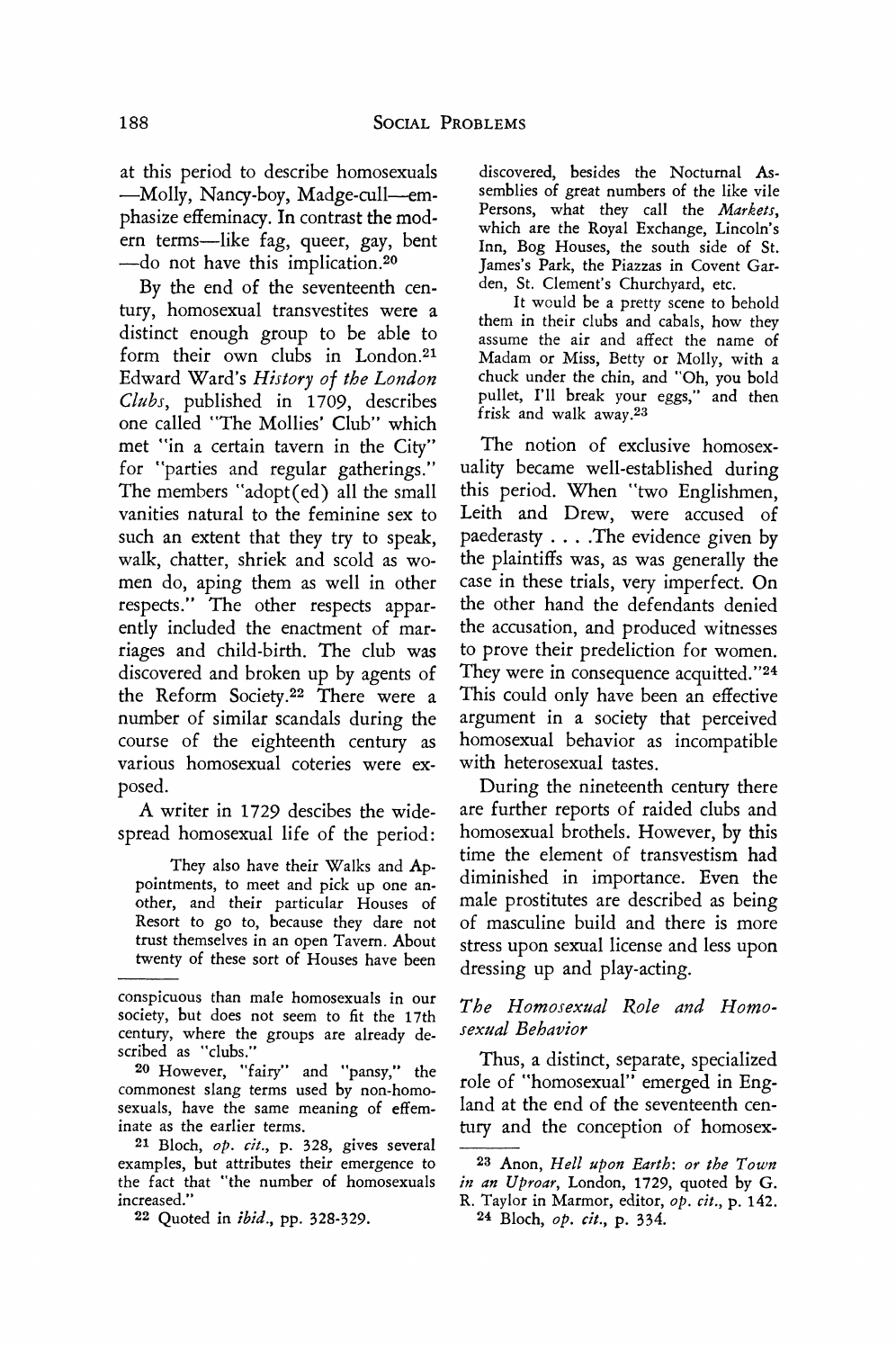at this period to describe homosexuals —Molly, Nancy-boy, Madge-cull—emphasize effeminacy. In contrast the modern terms—like fag, queer, gay, bent —do not have this implication.[20]

By the end of the seventeenth century, homosexual transvestites were a distinct enough group to be able to form their own clubs in London.[21] Edward Ward's *History of the London Clubs*, published in 1709, describes one called "The Mollies' Club" which met "in a certain tavern in the City" for "parties and regular gatherings." The members "adopt(ed) all the small vanities natural to the feminine sex to such an extent that they try to speak, walk, chatter, shriek and scold as women do, aping them as well in other respects." The other respects apparently included the enactment of marriages and child-birth. The club was discovered and broken up by agents of the Reform Society.[22] There were a number of similar scandals during the course of the eighteenth century as various homosexual coteries were exposed.

A writer in 1729 descibes the widespread homosexual life of the period:

> They also have their Walks and Appointments, to meet and pick up one another, and their particular Houses of Resort to go to, because they dare not trust themselves in an open Tavern. About twenty of these sort of Houses have been discovered, besides the Nocturnal Assemblies of great numbers of the like vile Persons, what they call the *Markets*, which are the Royal Exchange, Lincoln's Inn, Bog Houses, the south side of St. James's Park, the Piazzas in Covent Garden, St. Clement's Churchyard, etc.
>
> It would be a pretty scene to behold them in their clubs and cabals, how they assume the air and affect the name of Madam or Miss, Betty or Molly, with a chuck under the chin, and "Oh, you bold pullet, I'll break your eggs," and then frisk and walk away.[23]

The notion of exclusive homosexuality became well-established during this period. When "two Englishmen, Leith and Drew, were accused of paederasty . . . .The evidence given by the plaintiffs was, as was generally the case in these trials, very imperfect. On the other hand the defendants denied the accusation, and produced witnesses to prove their predeliction for women. They were in consequence acquitted."[24] This could only have been an effective argument in a society that perceived homosexual behavior as incompatible with heterosexual tastes.

During the nineteenth century there are further reports of raided clubs and homosexual brothels. However, by this time the element of transvestism had diminished in importance. Even the male prostitutes are described as being of masculine build and there is more stress upon sexual license and less upon dressing up and play-acting.

### *The Homosexual Role and Homosexual Behavior*

Thus, a distinct, separate, specialized role of "homosexual" emerged in England at the end of the seventeenth century and the conception of homosex-

---

conspicuous than male homosexuals in our society, but does not seem to fit the 17th century, where the groups are already described as "clubs."

[20] However, "fairy" and "pansy," the commonest slang terms used by non-homosexuals, have the same meaning of effeminate as the earlier terms.

[21] Bloch, *op. cit.*, p. 328, gives several examples, but attributes their emergence to the fact that "the number of homosexuals increased."

[22] Quoted in *ibid.*, pp. 328-329.

[23] Anon, *Hell upon Earth: or the Town in an Uproar*, London, 1729, quoted by G. R. Taylor in Marmor, editor, *op. cit.*, p. 142.

[24] Bloch, *op. cit.*, p. 334.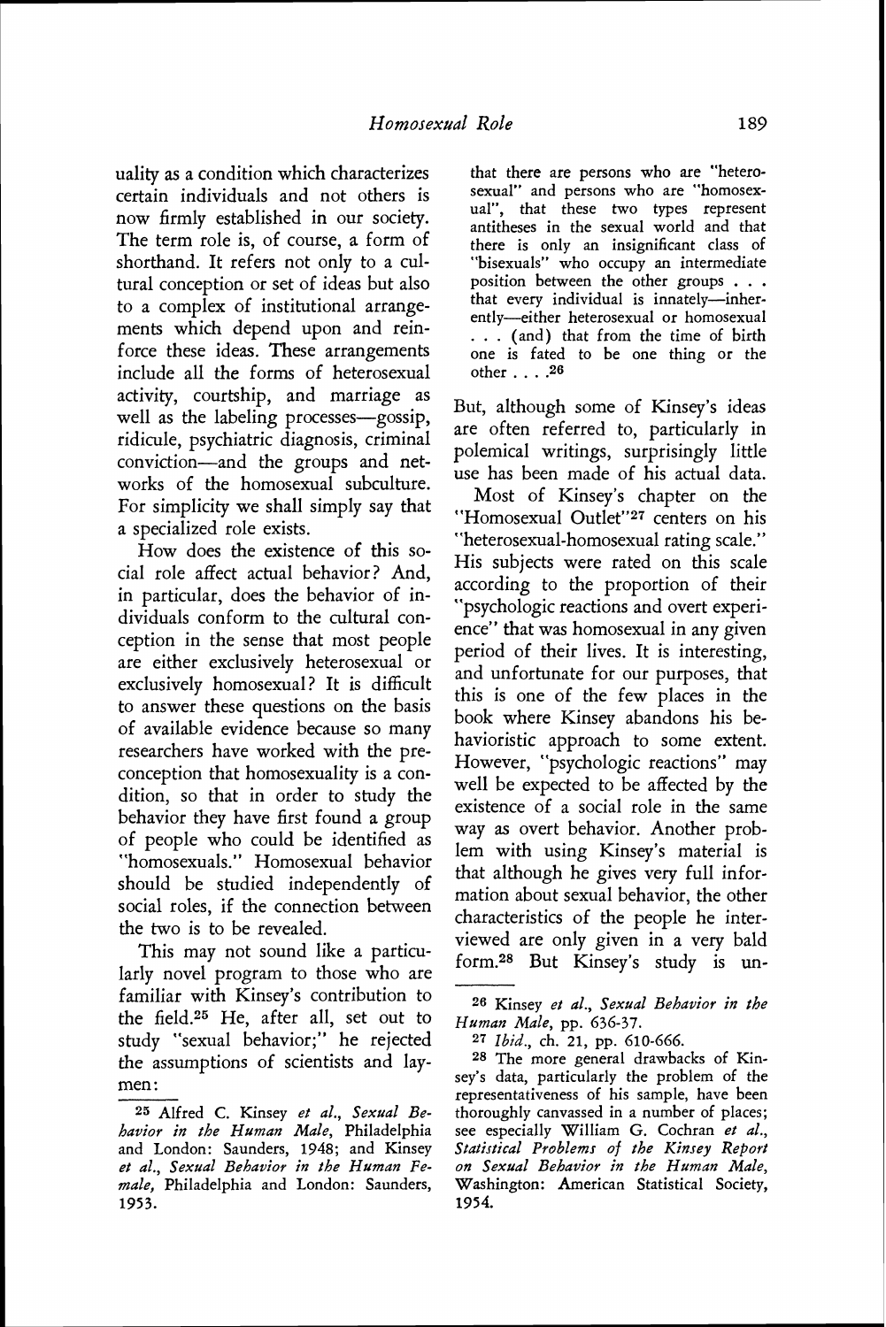uality as a condition which characterizes certain individuals and not others is now firmly established in our society. The term role is, of course, a form of shorthand. It refers not only to a cultural conception or set of ideas but also to a complex of institutional arrangements which depend upon and reinforce these ideas. These arrangements include all the forms of heterosexual activity, courtship, and marriage as well as the labeling processes—gossip, ridicule, psychiatric diagnosis, criminal conviction—and the groups and networks of the homosexual subculture. For simplicity we shall simply say that a specialized role exists.

How does the existence of this social role affect actual behavior? And, in particular, does the behavior of individuals conform to the cultural conception in the sense that most people are either exclusively heterosexual or exclusively homosexual? It is difficult to answer these questions on the basis of available evidence because so many researchers have worked with the preconception that homosexuality is a condition, so that in order to study the behavior they have first found a group of people who could be identified as "homosexuals." Homosexual behavior should be studied independently of social roles, if the connection between the two is to be revealed.

This may not sound like a particularly novel program to those who are familiar with Kinsey's contribution to the field.[25] He, after all, set out to study "sexual behavior;" he rejected the assumptions of scientists and laymen:

> that there are persons who are "heterosexual" and persons who are "homosexual", that these two types represent antitheses in the sexual world and that there is only an insignificant class of "bisexuals" who occupy an intermediate position between the other groups . . . that every individual is innately—inherently—either heterosexual or homosexual . . . (and) that from the time of birth one is fated to be one thing or the other . . . .[26]

But, although some of Kinsey's ideas are often referred to, particularly in polemical writings, surprisingly little use has been made of his actual data.

Most of Kinsey's chapter on the "Homosexual Outlet"[27] centers on his "heterosexual-homosexual rating scale." His subjects were rated on this scale according to the proportion of their "psychologic reactions and overt experience" that was homosexual in any given period of their lives. It is interesting, and unfortunate for our purposes, that this is one of the few places in the book where Kinsey abandons his behavioristic approach to some extent. However, "psychologic reactions" may well be expected to be affected by the existence of a social role in the same way as overt behavior. Another problem with using Kinsey's material is that although he gives very full information about sexual behavior, the other characteristics of the people he interviewed are only given in a very bald form.[28] But Kinsey's study is un-

---

[25] Alfred C. Kinsey *et al.*, *Sexual Behavior in the Human Male*, Philadelphia and London: Saunders, 1948; and Kinsey *et al.*, *Sexual Behavior in the Human Female*, Philadelphia and London: Saunders, 1953.

[26] Kinsey *et al.*, *Sexual Behavior in the Human Male*, pp. 636-37.

[27] *Ibid.*, ch. 21, pp. 610-666.

[28] The more general drawbacks of Kinsey's data, particularly the problem of the representativeness of his sample, have been thoroughly canvassed in a number of places; see especially William G. Cochran *et al.*, *Statistical Problems of the Kinsey Report on Sexual Behavior in the Human Male*, Washington: American Statistical Society, 1954.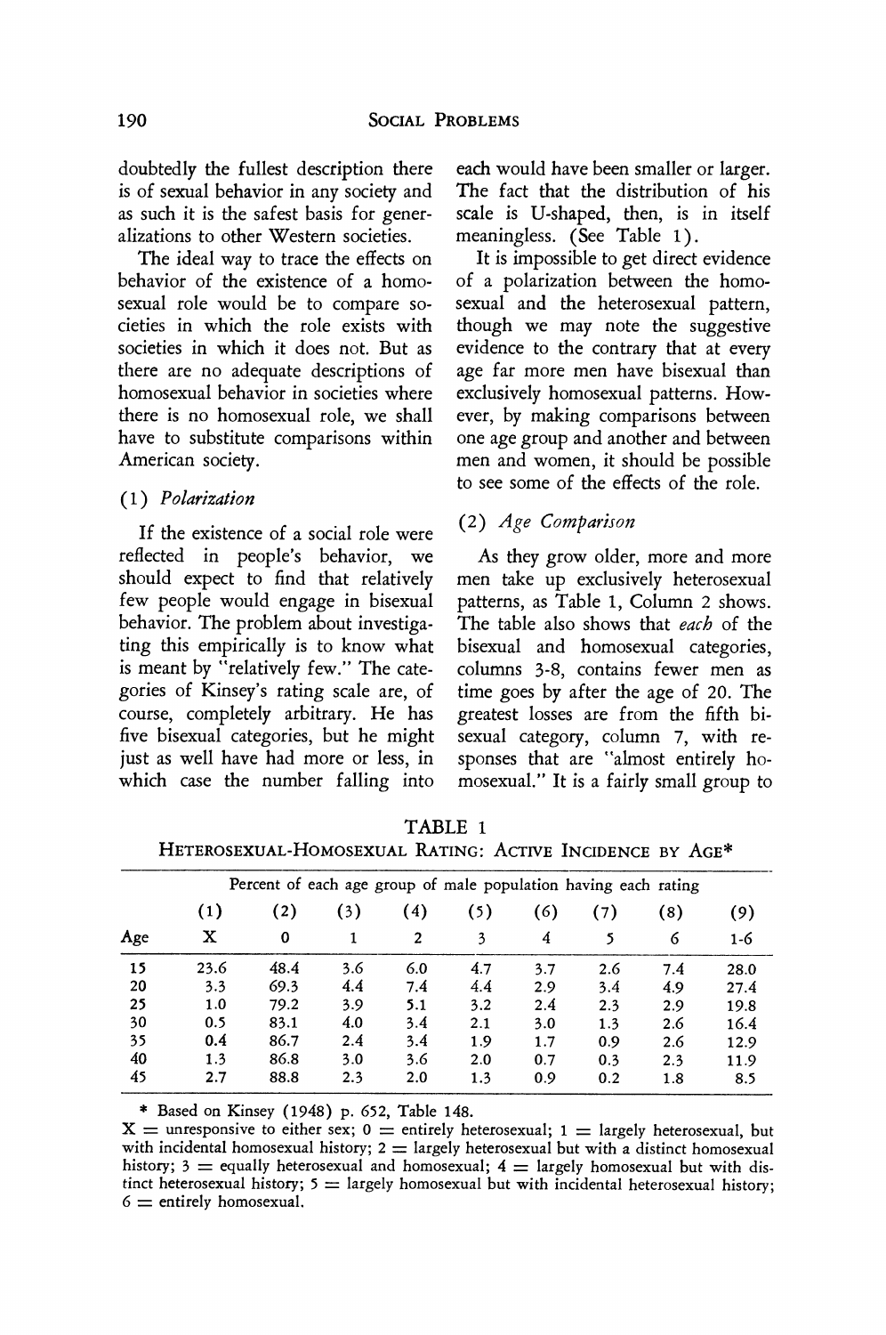doubtedly the fullest description there is of sexual behavior in any society and as such it is the safest basis for generalizations to other Western societies.

The ideal way to trace the effects on behavior of the existence of a homosexual role would be to compare societies in which the role exists with societies in which it does not. But as there are no adequate descriptions of homosexual behavior in societies where there is no homosexual role, we shall have to substitute comparisons within American society.

### (1) *Polarization*

If the existence of a social role were reflected in people's behavior, we should expect to find that relatively few people would engage in bisexual behavior. The problem about investigating this empirically is to know what is meant by "relatively few." The categories of Kinsey's rating scale are, of course, completely arbitrary. He has five bisexual categories, but he might just as well have had more or less, in which case the number falling into each would have been smaller or larger. The fact that the distribution of his scale is U-shaped, then, is in itself meaningless. (See Table 1).

It is impossible to get direct evidence of a polarization between the homosexual and the heterosexual pattern, though we may note the suggestive evidence to the contrary that at every age far more men have bisexual than exclusively homosexual patterns. However, by making comparisons between one age group and another and between men and women, it should be possible to see some of the effects of the role.

### (2) *Age Comparison*

As they grow older, more and more men take up exclusively heterosexual patterns, as Table 1, Column 2 shows. The table also shows that *each* of the bisexual and homosexual categories, columns 3-8, contains fewer men as time goes by after the age of 20. The greatest losses are from the fifth bisexual category, column 7, with responses that are "almost entirely homosexual." It is a fairly small group to

TABLE 1

HETEROSEXUAL-HOMOSEXUAL RATING: ACTIVE INCIDENCE BY AGE*

| | Percent of each age group of male population having each rating | | | | | | | | |
|---|---|---|---|---|---|---|---|---|---|
| | (1) | (2) | (3) | (4) | (5) | (6) | (7) | (8) | (9) |
| Age | X | 0 | 1 | 2 | 3 | 4 | 5 | 6 | 1-6 |
| 15 | 23.6 | 48.4 | 3.6 | 6.0 | 4.7 | 3.7 | 2.6 | 7.4 | 28.0 |
| 20 | 3.3 | 69.3 | 4.4 | 7.4 | 4.4 | 2.9 | 3.4 | 4.9 | 27.4 |
| 25 | 1.0 | 79.2 | 3.9 | 5.1 | 3.2 | 2.4 | 2.3 | 2.9 | 19.8 |
| 30 | 0.5 | 83.1 | 4.0 | 3.4 | 2.1 | 3.0 | 1.3 | 2.6 | 16.4 |
| 35 | 0.4 | 86.7 | 2.4 | 3.4 | 1.9 | 1.7 | 0.9 | 2.6 | 12.9 |
| 40 | 1.3 | 86.8 | 3.0 | 3.6 | 2.0 | 0.7 | 0.3 | 2.3 | 11.9 |
| 45 | 2.7 | 88.8 | 2.3 | 2.0 | 1.3 | 0.9 | 0.2 | 1.8 | 8.5 |

\* Based on Kinsey (1948) p. 652, Table 148.

X = unresponsive to either sex; 0 = entirely heterosexual; 1 = largely heterosexual, but with incidental homosexual history; 2 = largely heterosexual but with a distinct homosexual history; 3 = equally heterosexual and homosexual; 4 = largely homosexual but with distinct heterosexual history; 5 = largely homosexual but with incidental heterosexual history; 6 = entirely homosexual.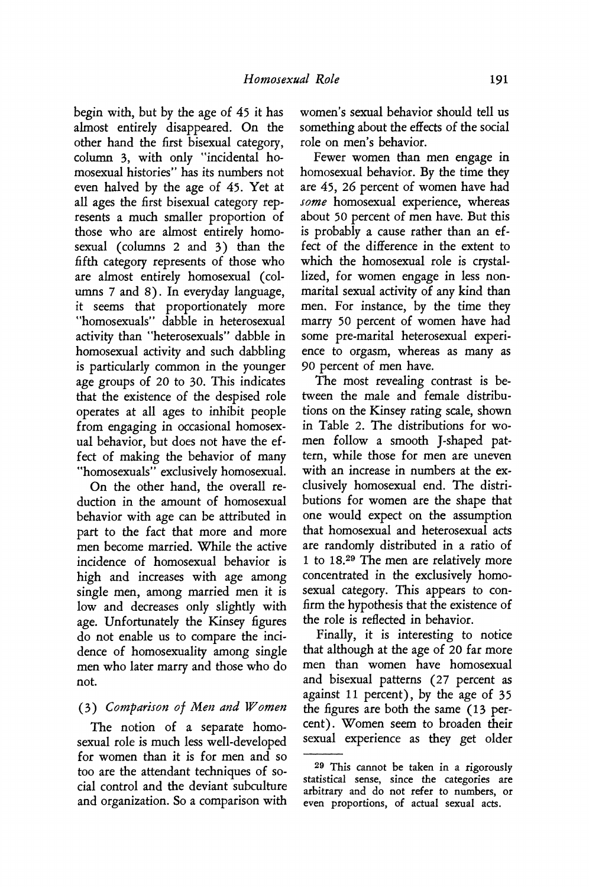begin with, but by the age of 45 it has almost entirely disappeared. On the other hand the first bisexual category, column 3, with only "incidental homosexual histories" has its numbers not even halved by the age of 45. Yet at all ages the first bisexual category represents a much smaller proportion of those who are almost entirely homosexual (columns 2 and 3) than the fifth category represents of those who are almost entirely homosexual (columns 7 and 8). In everyday language, it seems that proportionately more "homosexuals" dabble in heterosexual activity than "heterosexuals" dabble in homosexual activity and such dabbling is particularly common in the younger age groups of 20 to 30. This indicates that the existence of the despised role operates at all ages to inhibit people from engaging in occasional homosexual behavior, but does not have the effect of making the behavior of many "homosexuals" exclusively homosexual.

On the other hand, the overall reduction in the amount of homosexual behavior with age can be attributed in part to the fact that more and more men become married. While the active incidence of homosexual behavior is high and increases with age among single men, among married men it is low and decreases only slightly with age. Unfortunately the Kinsey figures do not enable us to compare the incidence of homosexuality among single men who later marry and those who do not.

### (3) *Comparison of Men and Women*

The notion of a separate homosexual role is much less well-developed for women than it is for men and so too are the attendant techniques of social control and the deviant subculture and organization. So a comparison with women's sexual behavior should tell us something about the effects of the social role on men's behavior.

Fewer women than men engage in homosexual behavior. By the time they are 45, 26 percent of women have had *some* homosexual experience, whereas about 50 percent of men have. But this is probably a cause rather than an effect of the difference in the extent to which the homosexual role is crystallized, for women engage in less nonmarital sexual activity of any kind than men. For instance, by the time they marry 50 percent of women have had some pre-marital heterosexual experience to orgasm, whereas as many as 90 percent of men have.

The most revealing contrast is between the male and female distributions on the Kinsey rating scale, shown in Table 2. The distributions for women follow a smooth J-shaped pattern, while those for men are uneven with an increase in numbers at the exclusively homosexual end. The distributions for women are the shape that one would expect on the assumption that homosexual and heterosexual acts are randomly distributed in a ratio of 1 to 18.[29] The men are relatively more concentrated in the exclusively homosexual category. This appears to confirm the hypothesis that the existence of the role is reflected in behavior.

Finally, it is interesting to notice that although at the age of 20 far more men than women have homosexual and bisexual patterns (27 percent as against 11 percent), by the age of 35 the figures are both the same (13 percent). Women seem to broaden their sexual experience as they get older

---

[29] This cannot be taken in a rigorously statistical sense, since the categories are arbitrary and do not refer to numbers, or even proportions, of actual sexual acts.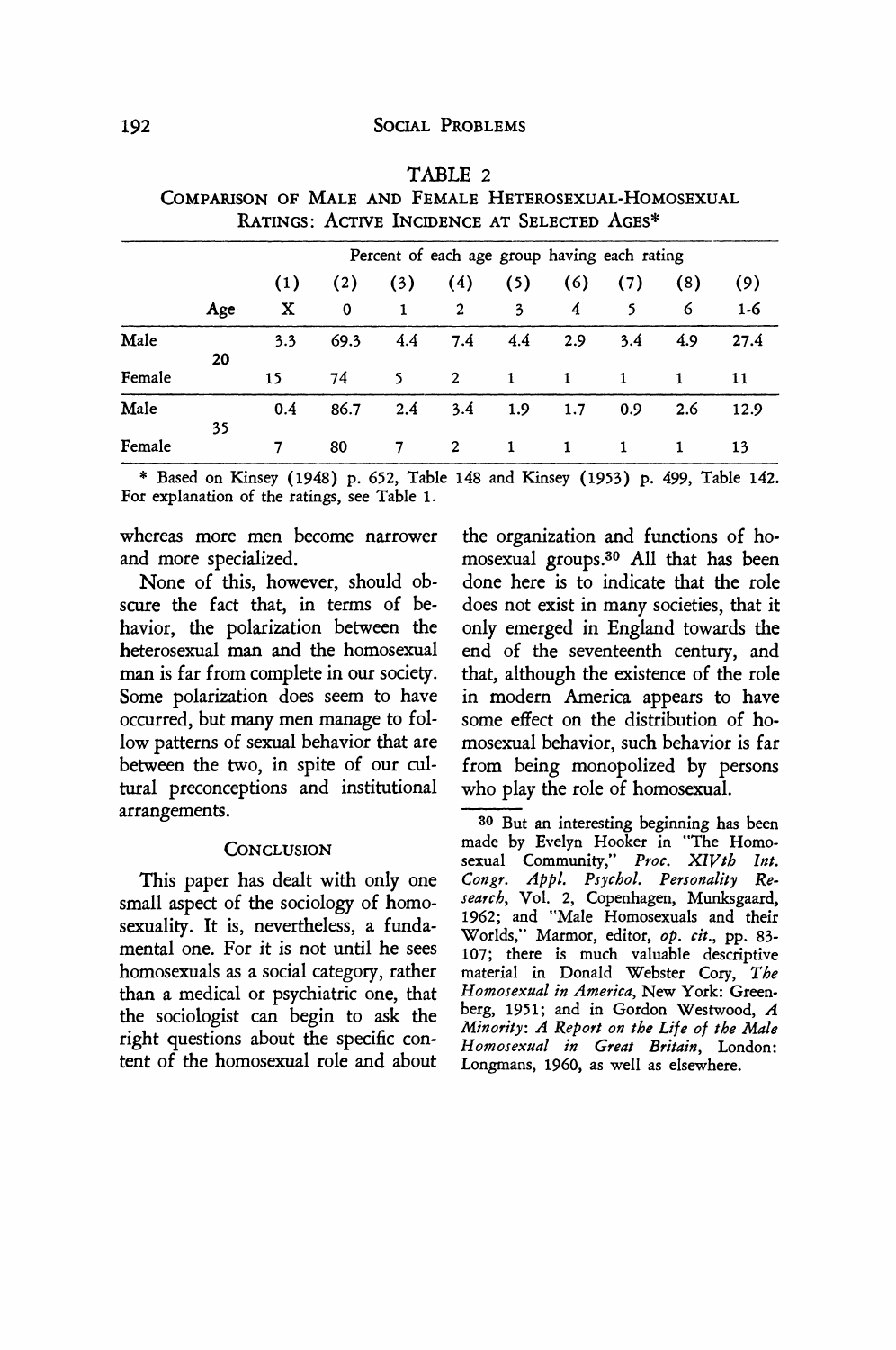TABLE 2

COMPARISON OF MALE AND FEMALE HETEROSEXUAL-HOMOSEXUAL RATINGS: ACTIVE INCIDENCE AT SELECTED AGES*

| | | Percent of each age group having each rating | | | | | | | | |
|---|---|---|---|---|---|---|---|---|---|---|
| | | (1) | (2) | (3) | (4) | (5) | (6) | (7) | (8) | (9) |
| | Age | X | 0 | 1 | 2 | 3 | 4 | 5 | 6 | 1-6 |
| Male | 20 | 3.3 | 69.3 | 4.4 | 7.4 | 4.4 | 2.9 | 3.4 | 4.9 | 27.4 |
| Female | 20 | 15 | 74 | 5 | 2 | 1 | 1 | 1 | 1 | 11 |
| Male | 35 | 0.4 | 86.7 | 2.4 | 3.4 | 1.9 | 1.7 | 0.9 | 2.6 | 12.9 |
| Female | 35 | 7 | 80 | 7 | 2 | 1 | 1 | 1 | 1 | 13 |

\* Based on Kinsey (1948) p. 652, Table 148 and Kinsey (1953) p. 499, Table 142. For explanation of the ratings, see Table 1.

whereas more men become narrower and more specialized.

None of this, however, should obscure the fact that, in terms of behavior, the polarization between the heterosexual man and the homosexual man is far from complete in our society. Some polarization does seem to have occurred, but many men manage to follow patterns of sexual behavior that are between the two, in spite of our cultural preconceptions and institutional arrangements.

## CONCLUSION

This paper has dealt with only one small aspect of the sociology of homosexuality. It is, nevertheless, a fundamental one. For it is not until he sees homosexuals as a social category, rather than a medical or psychiatric one, that the sociologist can begin to ask the right questions about the specific content of the homosexual role and about the organization and functions of homosexual groups.[30] All that has been done here is to indicate that the role does not exist in many societies, that it only emerged in England towards the end of the seventeenth century, and that, although the existence of the role in modern America appears to have some effect on the distribution of homosexual behavior, such behavior is far from being monopolized by persons who play the role of homosexual.

[30] But an interesting beginning has been made by Evelyn Hooker in "The Homosexual Community," *Proc. XIVth Int. Congr. Appl. Psychol. Personality Research*, Vol. 2, Copenhagen, Munksgaard, 1962; and "Male Homosexuals and their Worlds," Marmor, editor, *op. cit.*, pp. 83-107; there is much valuable descriptive material in Donald Webster Cory, *The Homosexual in America*, New York: Greenberg, 1951; and in Gordon Westwood, *A Minority: A Report on the Life of the Male Homosexual in Great Britain*, London: Longmans, 1960, as well as elsewhere.